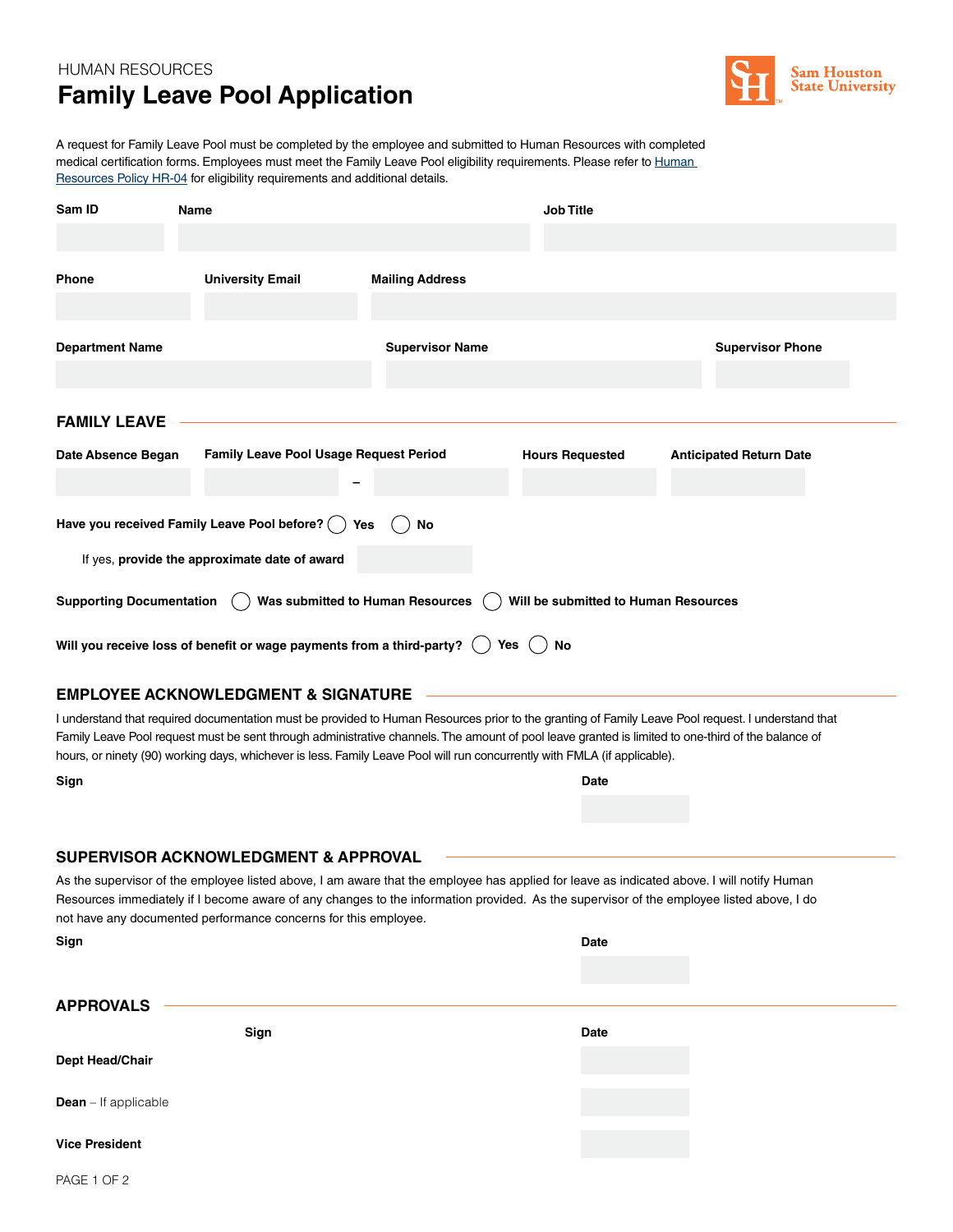HUMAN RESOURCES

# Family Leave Pool Application

Sam Houston State University

A request for Family Leave Pool must be completed by the employee and submitted to Human Resources with completed medical certification forms. Employees must meet the Family Leave Pool eligibility requirements. Please refer to Human Resources Policy HR-04 for eligibility requirements and additional details.

| Sam ID | Name | Job Title |
|---|---|---|
| | | |

| Phone | University Email | Mailing Address |
|---|---|---|
| | | |

| Department Name | Supervisor Name | Supervisor Phone |
|---|---|---|
| | | |

## FAMILY LEAVE

| Date Absence Began | Family Leave Pool Usage Request Period | Hours Requested | Anticipated Return Date |
|---|---|---|---|
| | – | | |

**Have you received Family Leave Pool before?** ◯ **Yes** ◯ **No**

If yes, **provide the approximate date of award**

**Supporting Documentation** ◯ **Was submitted to Human Resources** ◯ **Will be submitted to Human Resources**

**Will you receive loss of benefit or wage payments from a third-party?** ◯ **Yes** ◯ **No**

## EMPLOYEE ACKNOWLEDGMENT & SIGNATURE

I understand that required documentation must be provided to Human Resources prior to the granting of Family Leave Pool request. I understand that Family Leave Pool request must be sent through administrative channels. The amount of pool leave granted is limited to one-third of the balance of hours, or ninety (90) working days, whichever is less. Family Leave Pool will run concurrently with FMLA (if applicable).

**Sign** **Date**

## SUPERVISOR ACKNOWLEDGMENT & APPROVAL

As the supervisor of the employee listed above, I am aware that the employee has applied for leave as indicated above. I will notify Human Resources immediately if I become aware of any changes to the information provided. As the supervisor of the employee listed above, I do not have any documented performance concerns for this employee.

**Sign** **Date**

## APPROVALS

| | Sign | Date |
|---|---|---|
| **Dept Head/Chair** | | |
| **Dean** – If applicable | | |
| **Vice President** | | |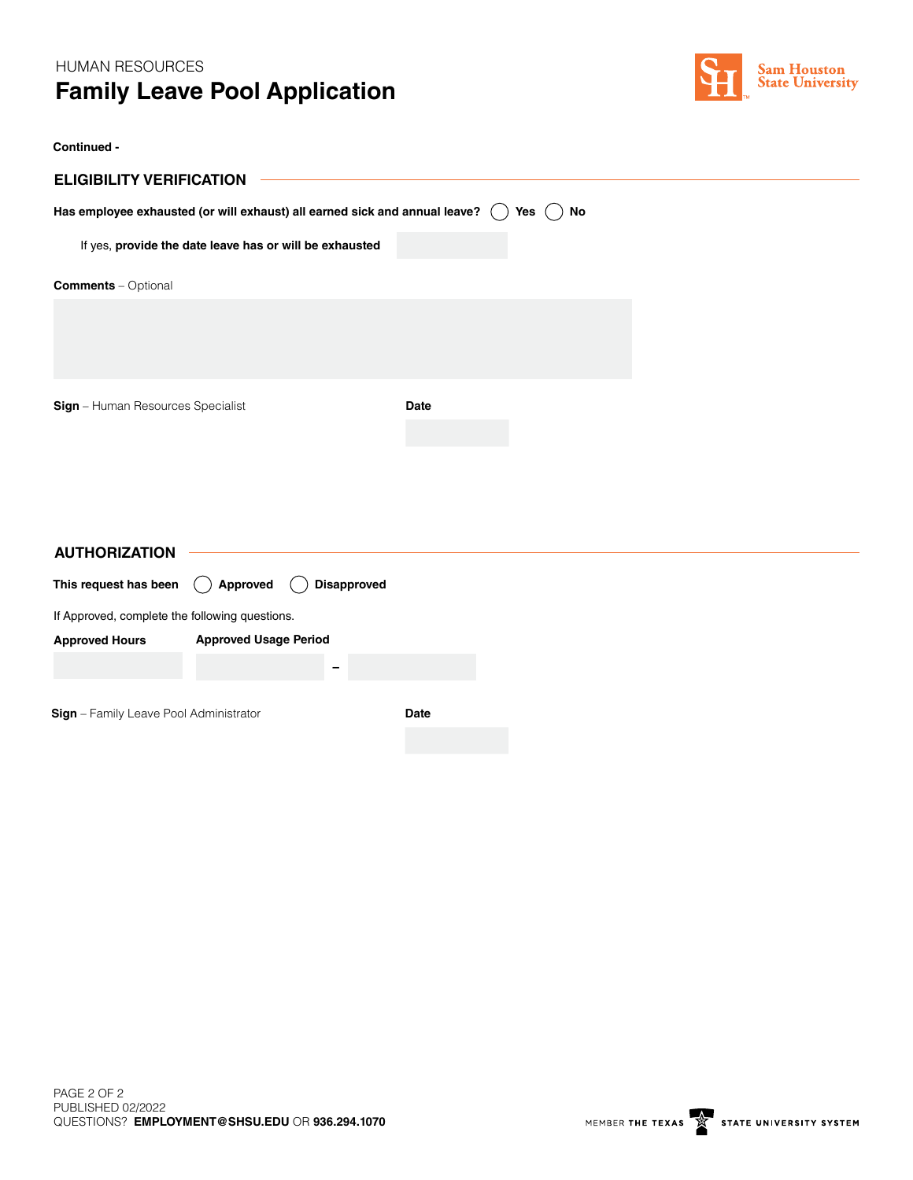HUMAN RESOURCES

# Family Leave Pool Application

**Continued -**

## ELIGIBILITY VERIFICATION

**Has employee exhausted (or will exhaust) all earned sick and annual leave?** ◯ **Yes** ◯ **No**

If yes, **provide the date leave has or will be exhausted**

**Comments** – Optional

**Sign** – Human Resources Specialist

**Date**

## AUTHORIZATION

**This request has been** ◯ **Approved** ◯ **Disapproved**

If Approved, complete the following questions.

**Approved Hours**

**Approved Usage Period** –

**Sign** – Family Leave Pool Administrator

**Date**

PUBLISHED 02/2022
QUESTIONS? **EMPLOYMENT@SHSU.EDU** OR **936.294.1070**

MEMBER **THE TEXAS** STATE UNIVERSITY SYSTEM